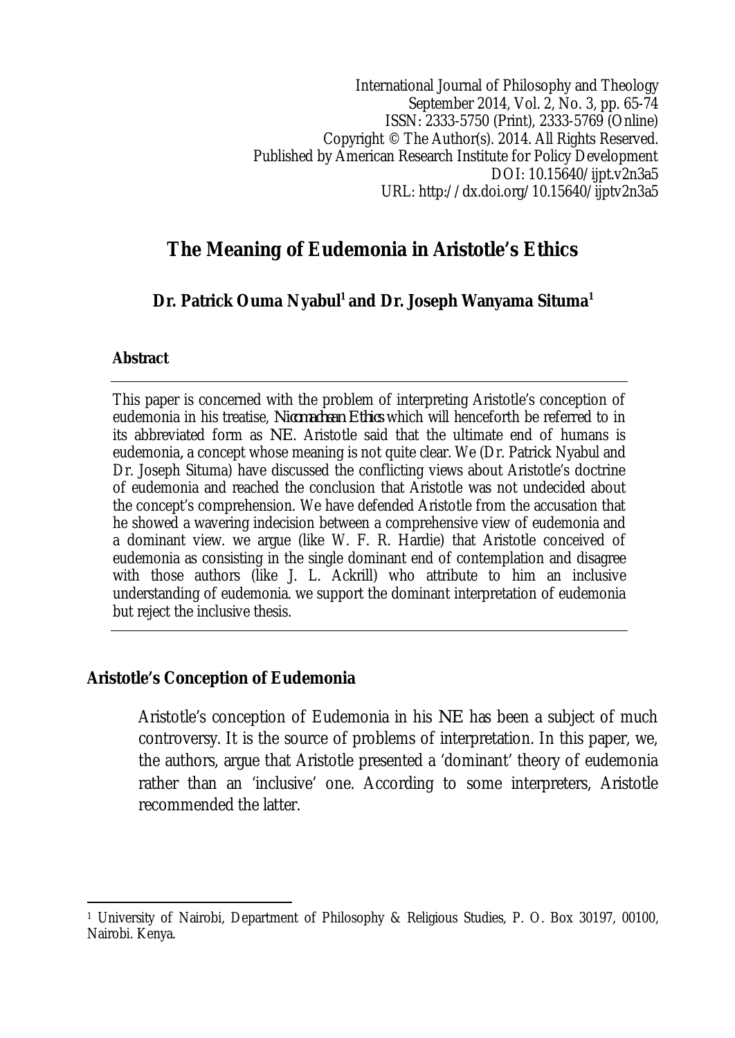# The Meaning of Eudemonia in Aristotle's Ethics

**Dr. Patrick Ouma Nyabul[1] and Dr. Joseph Wanyama Situma[1]**

### Abstract

This paper is concerned with the problem of interpreting Aristotle's conception of eudemonia in his treatise, *Nicomachean Ethics* which will henceforth be referred to in its abbreviated form as *NE*. Aristotle said that the ultimate end of humans is eudemonia, a concept whose meaning is not quite clear. We (Dr. Patrick Nyabul and Dr. Joseph Situma) have discussed the conflicting views about Aristotle's doctrine of eudemonia and reached the conclusion that Aristotle was not undecided about the concept's comprehension. We have defended Aristotle from the accusation that he showed a wavering indecision between a comprehensive view of eudemonia and a dominant view. we argue (like W. F. R. Hardie) that Aristotle conceived of eudemonia as consisting in the single dominant end of contemplation and disagree with those authors (like J. L. Ackrill) who attribute to him an inclusive understanding of eudemonia. we support the dominant interpretation of eudemonia but reject the inclusive thesis.

## Aristotle's Conception of Eudemonia

Aristotle's conception of Eudemonia in his *NE* has been a subject of much controversy. It is the source of problems of interpretation. In this paper, we, the authors, argue that Aristotle presented a 'dominant' theory of eudemonia rather than an 'inclusive' one. According to some interpreters, Aristotle recommended the latter.

---

[1] University of Nairobi, Department of Philosophy & Religious Studies, P. O. Box 30197, 00100, Nairobi. Kenya.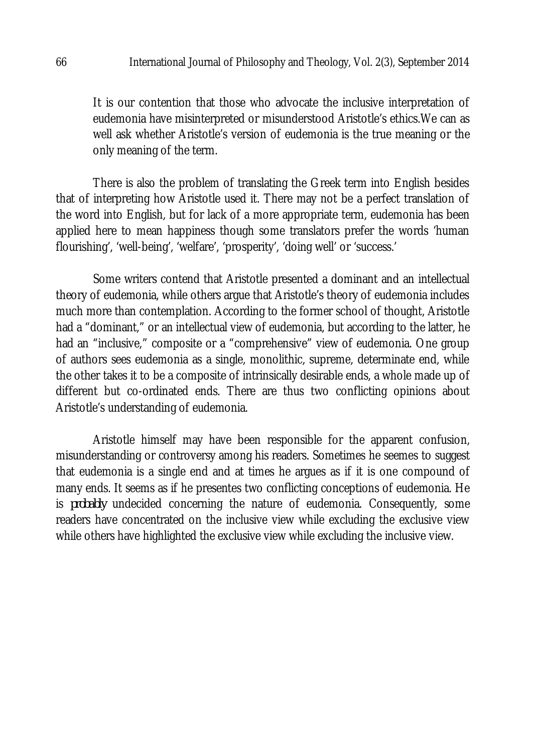It is our contention that those who advocate the inclusive interpretation of eudemonia have misinterpreted or misunderstood Aristotle's ethics.We can as well ask whether Aristotle's version of eudemonia is the true meaning or the only meaning of the term.

There is also the problem of translating the Greek term into English besides that of interpreting how Aristotle used it. There may not be a perfect translation of the word into English, but for lack of a more appropriate term, eudemonia has been applied here to mean happiness though some translators prefer the words 'human flourishing', 'well-being', 'welfare', 'prosperity', 'doing well' or 'success.'

Some writers contend that Aristotle presented a dominant and an intellectual theory of eudemonia, while others argue that Aristotle's theory of eudemonia includes much more than contemplation. According to the former school of thought, Aristotle had a "dominant," or an intellectual view of eudemonia, but according to the latter, he had an "inclusive," composite or a "comprehensive" view of eudemonia. One group of authors sees eudemonia as a single, monolithic, supreme, determinate end, while the other takes it to be a composite of intrinsically desirable ends, a whole made up of different but co-ordinated ends. There are thus two conflicting opinions about Aristotle's understanding of eudemonia.

Aristotle himself may have been responsible for the apparent confusion, misunderstanding or controversy among his readers. Sometimes he seemes to suggest that eudemonia is a single end and at times he argues as if it is one compound of many ends. It seems as if he presentes two conflicting conceptions of eudemonia. He is *probably* undecided concerning the nature of eudemonia. Consequently, some readers have concentrated on the inclusive view while excluding the exclusive view while others have highlighted the exclusive view while excluding the inclusive view.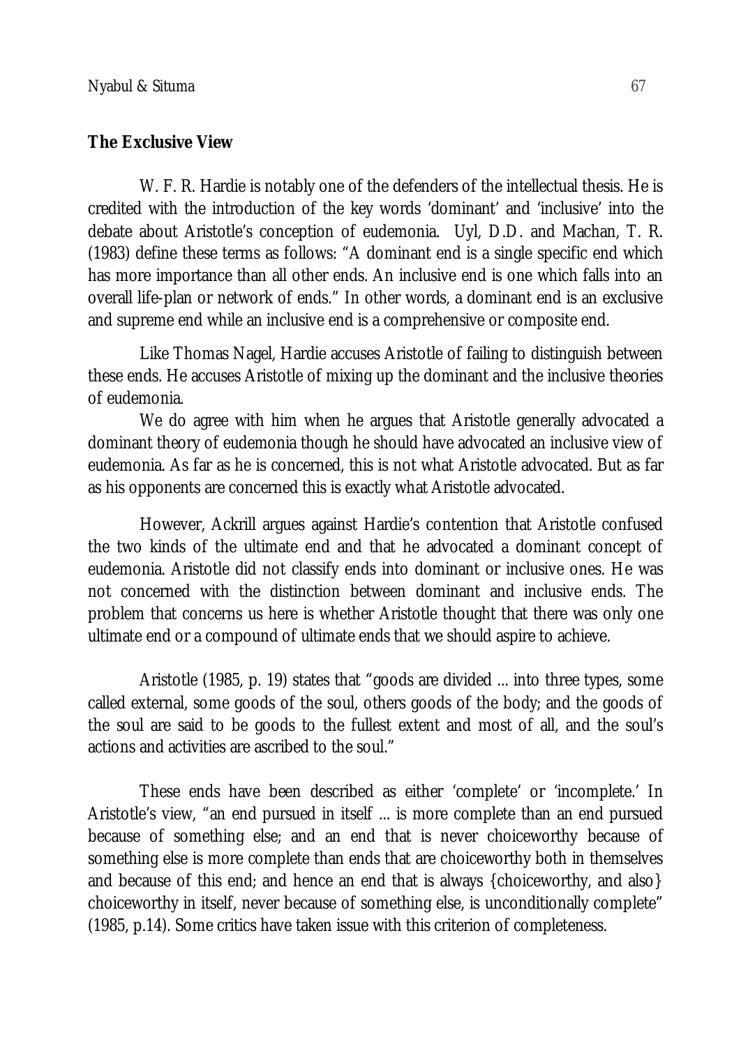**The Exclusive View**

W. F. R. Hardie is notably one of the defenders of the intellectual thesis. He is credited with the introduction of the key words 'dominant' and 'inclusive' into the debate about Aristotle's conception of eudemonia. Uyl, D.D. and Machan, T. R. (1983) define these terms as follows: "A dominant end is a single specific end which has more importance than all other ends. An inclusive end is one which falls into an overall life-plan or network of ends." In other words, a dominant end is an exclusive and supreme end while an inclusive end is a comprehensive or composite end.

Like Thomas Nagel, Hardie accuses Aristotle of failing to distinguish between these ends. He accuses Aristotle of mixing up the dominant and the inclusive theories of eudemonia.

We do agree with him when he argues that Aristotle generally advocated a dominant theory of eudemonia though he should have advocated an inclusive view of eudemonia. As far as he is concerned, this is not what Aristotle advocated. But as far as his opponents are concerned this is exactly what Aristotle advocated.

However, Ackrill argues against Hardie's contention that Aristotle confused the two kinds of the ultimate end and that he advocated a dominant concept of eudemonia. Aristotle did not classify ends into dominant or inclusive ones. He was not concerned with the distinction between dominant and inclusive ends. The problem that concerns us here is whether Aristotle thought that there was only one ultimate end or a compound of ultimate ends that we should aspire to achieve.

Aristotle (1985, p. 19) states that "goods are divided ... into three types, some called external, some goods of the soul, others goods of the body; and the goods of the soul are said to be goods to the fullest extent and most of all, and the soul's actions and activities are ascribed to the soul."

These ends have been described as either 'complete' or 'incomplete.' In Aristotle's view, "an end pursued in itself ... is more complete than an end pursued because of something else; and an end that is never choiceworthy because of something else is more complete than ends that are choiceworthy both in themselves and because of this end; and hence an end that is always {choiceworthy, and also} choiceworthy in itself, never because of something else, is unconditionally complete" (1985, p.14). Some critics have taken issue with this criterion of completeness.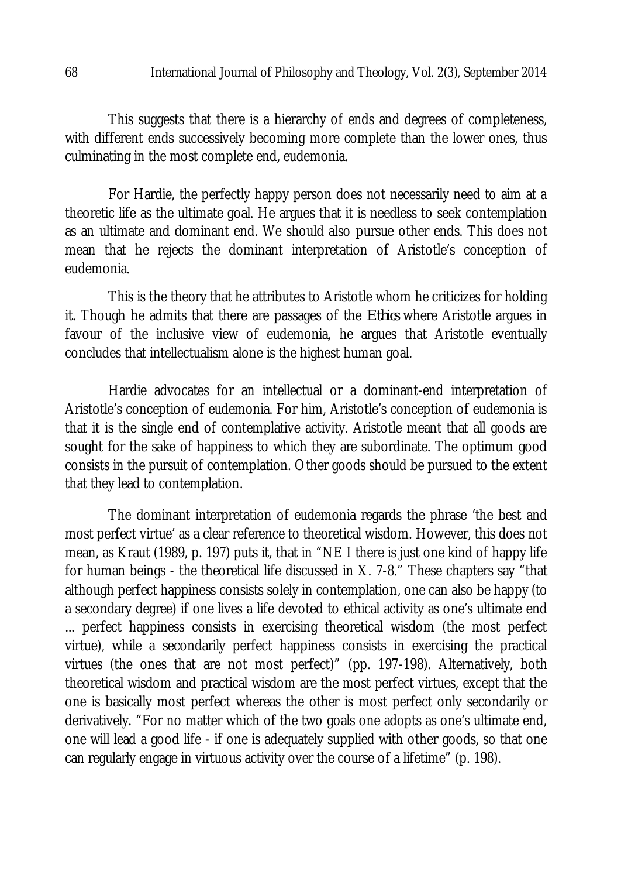This suggests that there is a hierarchy of ends and degrees of completeness, with different ends successively becoming more complete than the lower ones, thus culminating in the most complete end, eudemonia.

For Hardie, the perfectly happy person does not necessarily need to aim at a theoretic life as the ultimate goal. He argues that it is needless to seek contemplation as an ultimate and dominant end. We should also pursue other ends. This does not mean that he rejects the dominant interpretation of Aristotle's conception of eudemonia.

This is the theory that he attributes to Aristotle whom he criticizes for holding it. Though he admits that there are passages of the *Ethics* where Aristotle argues in favour of the inclusive view of eudemonia, he argues that Aristotle eventually concludes that intellectualism alone is the highest human goal.

Hardie advocates for an intellectual or a dominant-end interpretation of Aristotle's conception of eudemonia. For him, Aristotle's conception of eudemonia is that it is the single end of contemplative activity. Aristotle meant that all goods are sought for the sake of happiness to which they are subordinate. The optimum good consists in the pursuit of contemplation. Other goods should be pursued to the extent that they lead to contemplation.

The dominant interpretation of eudemonia regards the phrase 'the best and most perfect virtue' as a clear reference to theoretical wisdom. However, this does not mean, as Kraut (1989, p. 197) puts it, that in "NE I there is just one kind of happy life for human beings - the theoretical life discussed in X. 7-8." These chapters say "that although perfect happiness consists solely in contemplation, one can also be happy (to a secondary degree) if one lives a life devoted to ethical activity as one's ultimate end ... perfect happiness consists in exercising theoretical wisdom (the most perfect virtue), while a secondarily perfect happiness consists in exercising the practical virtues (the ones that are not most perfect)" (pp. 197-198). Alternatively, both theoretical wisdom and practical wisdom are the most perfect virtues, except that the one is basically most perfect whereas the other is most perfect only secondarily or derivatively. "For no matter which of the two goals one adopts as one's ultimate end, one will lead a good life - if one is adequately supplied with other goods, so that one can regularly engage in virtuous activity over the course of a lifetime" (p. 198).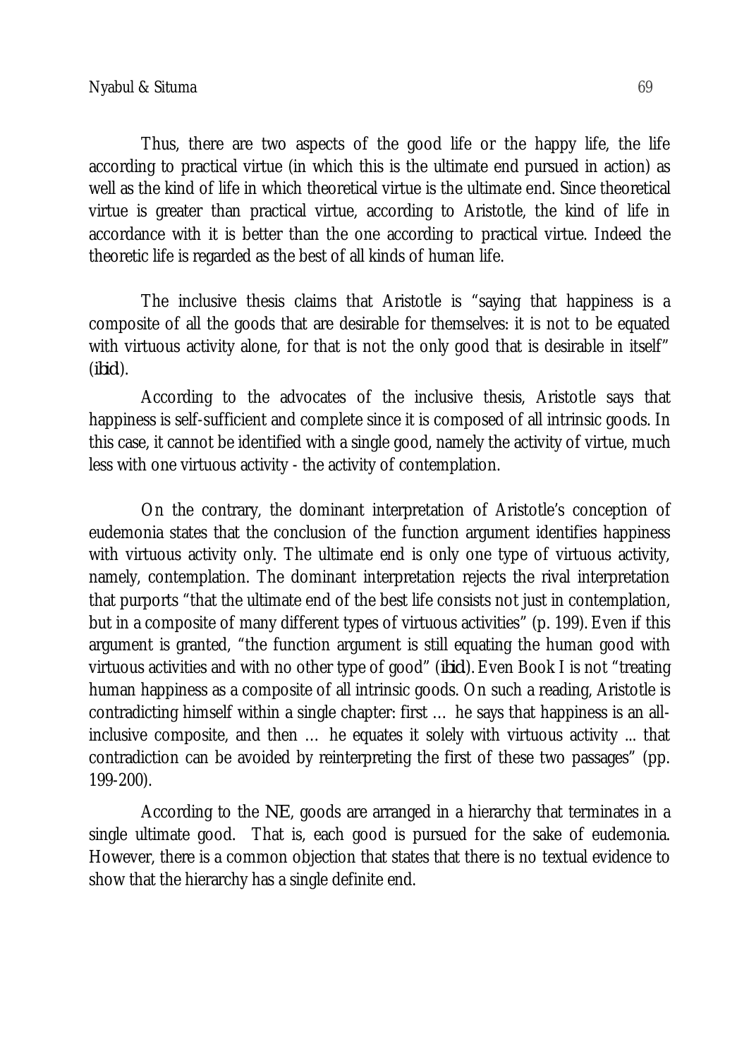Thus, there are two aspects of the good life or the happy life, the life according to practical virtue (in which this is the ultimate end pursued in action) as well as the kind of life in which theoretical virtue is the ultimate end. Since theoretical virtue is greater than practical virtue, according to Aristotle, the kind of life in accordance with it is better than the one according to practical virtue. Indeed the theoretic life is regarded as the best of all kinds of human life.

The inclusive thesis claims that Aristotle is "saying that happiness is a composite of all the goods that are desirable for themselves: it is not to be equated with virtuous activity alone, for that is not the only good that is desirable in itself" (*ibid*).

According to the advocates of the inclusive thesis, Aristotle says that happiness is self-sufficient and complete since it is composed of all intrinsic goods. In this case, it cannot be identified with a single good, namely the activity of virtue, much less with one virtuous activity - the activity of contemplation.

On the contrary, the dominant interpretation of Aristotle's conception of eudemonia states that the conclusion of the function argument identifies happiness with virtuous activity only. The ultimate end is only one type of virtuous activity, namely, contemplation. The dominant interpretation rejects the rival interpretation that purports "that the ultimate end of the best life consists not just in contemplation, but in a composite of many different types of virtuous activities" (p. 199). Even if this argument is granted, "the function argument is still equating the human good with virtuous activities and with no other type of good" (*ibid*). Even Book I is not "treating human happiness as a composite of all intrinsic goods. On such a reading, Aristotle is contradicting himself within a single chapter: first … he says that happiness is an all-inclusive composite, and then … he equates it solely with virtuous activity ... that contradiction can be avoided by reinterpreting the first of these two passages" (pp. 199-200).

According to the *NE*, goods are arranged in a hierarchy that terminates in a single ultimate good. That is, each good is pursued for the sake of eudemonia. However, there is a common objection that states that there is no textual evidence to show that the hierarchy has a single definite end.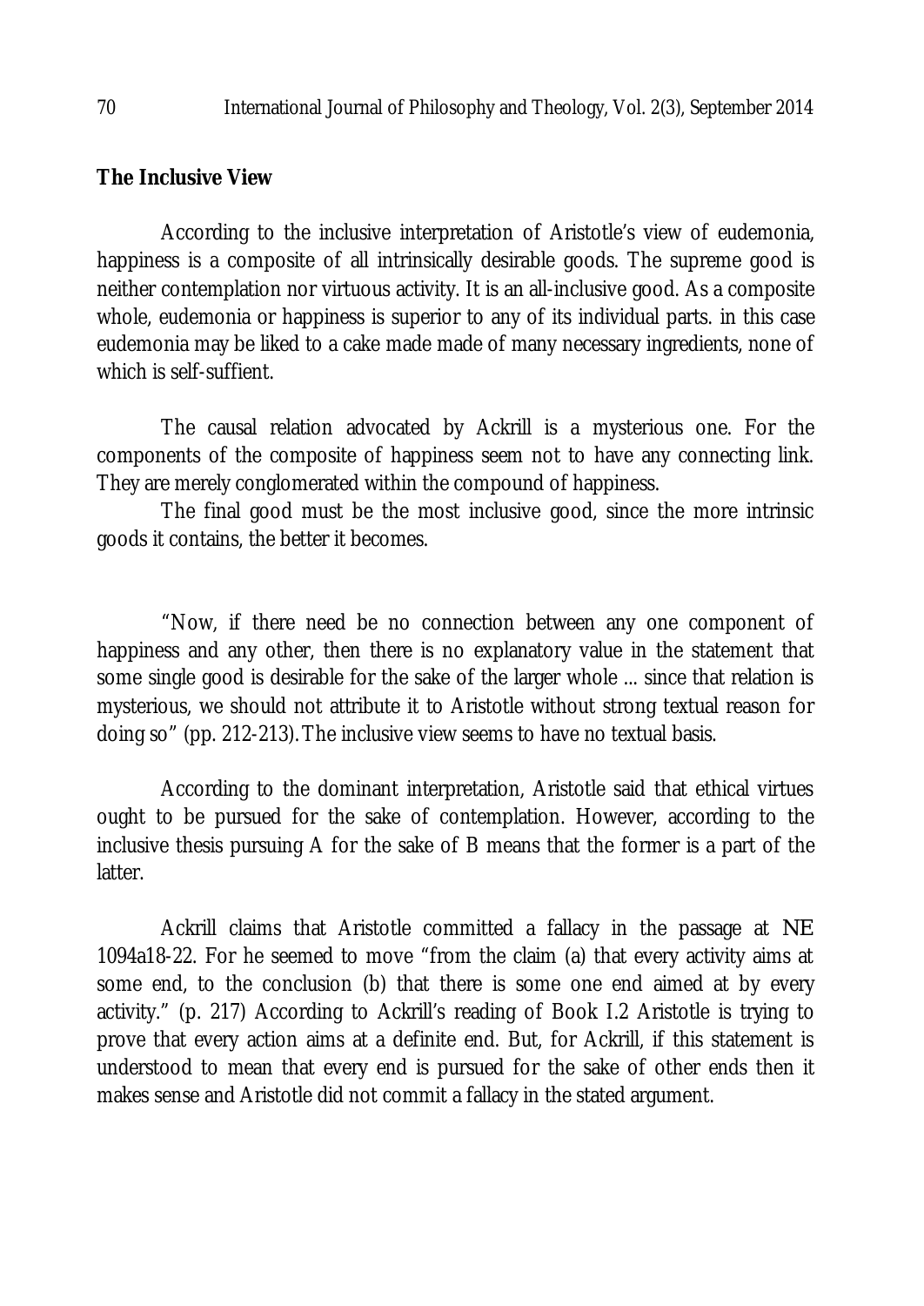**The Inclusive View**

According to the inclusive interpretation of Aristotle's view of eudemonia, happiness is a composite of all intrinsically desirable goods. The supreme good is neither contemplation nor virtuous activity. It is an all-inclusive good. As a composite whole, eudemonia or happiness is superior to any of its individual parts. in this case eudemonia may be liked to a cake made made of many necessary ingredients, none of which is self-suffient.

The causal relation advocated by Ackrill is a mysterious one. For the components of the composite of happiness seem not to have any connecting link. They are merely conglomerated within the compound of happiness.

The final good must be the most inclusive good, since the more intrinsic goods it contains, the better it becomes.

"Now, if there need be no connection between any one component of happiness and any other, then there is no explanatory value in the statement that some single good is desirable for the sake of the larger whole ... since that relation is mysterious, we should not attribute it to Aristotle without strong textual reason for doing so" (pp. 212-213). The inclusive view seems to have no textual basis.

According to the dominant interpretation, Aristotle said that ethical virtues ought to be pursued for the sake of contemplation. However, according to the inclusive thesis pursuing A for the sake of B means that the former is a part of the latter.

Ackrill claims that Aristotle committed a fallacy in the passage at NE 1094a18-22. For he seemed to move "from the claim (a) that every activity aims at some end, to the conclusion (b) that there is some one end aimed at by every activity." (p. 217) According to Ackrill's reading of Book I.2 Aristotle is trying to prove that every action aims at a definite end. But, for Ackrill, if this statement is understood to mean that every end is pursued for the sake of other ends then it makes sense and Aristotle did not commit a fallacy in the stated argument.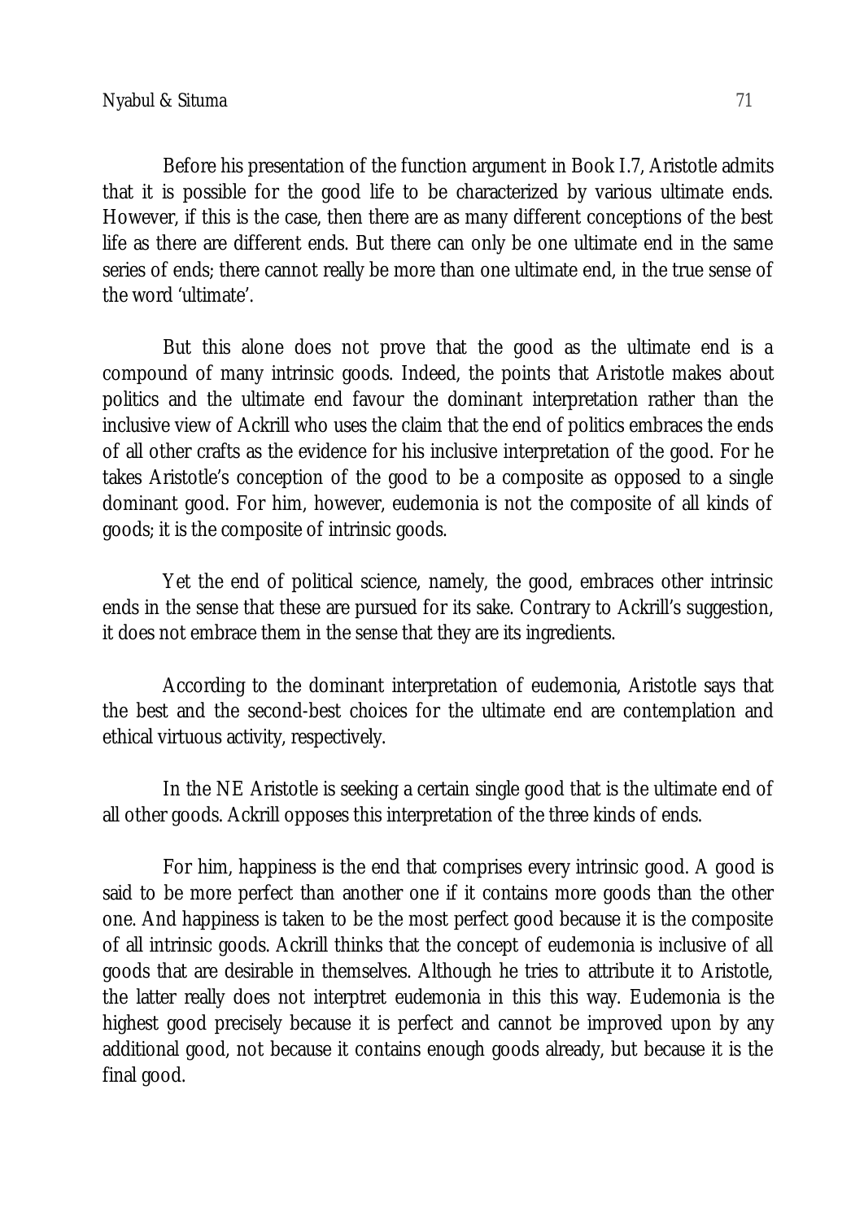Before his presentation of the function argument in Book I.7, Aristotle admits that it is possible for the good life to be characterized by various ultimate ends. However, if this is the case, then there are as many different conceptions of the best life as there are different ends. But there can only be one ultimate end in the same series of ends; there cannot really be more than one ultimate end, in the true sense of the word 'ultimate'.

But this alone does not prove that the good as the ultimate end is a compound of many intrinsic goods. Indeed, the points that Aristotle makes about politics and the ultimate end favour the dominant interpretation rather than the inclusive view of Ackrill who uses the claim that the end of politics embraces the ends of all other crafts as the evidence for his inclusive interpretation of the good. For he takes Aristotle's conception of the good to be a composite as opposed to a single dominant good. For him, however, eudemonia is not the composite of all kinds of goods; it is the composite of intrinsic goods.

Yet the end of political science, namely, the good, embraces other intrinsic ends in the sense that these are pursued for its sake. Contrary to Ackrill's suggestion, it does not embrace them in the sense that they are its ingredients.

According to the dominant interpretation of eudemonia, Aristotle says that the best and the second-best choices for the ultimate end are contemplation and ethical virtuous activity, respectively.

In the NE Aristotle is seeking a certain single good that is the ultimate end of all other goods. Ackrill opposes this interpretation of the three kinds of ends.

For him, happiness is the end that comprises every intrinsic good. A good is said to be more perfect than another one if it contains more goods than the other one. And happiness is taken to be the most perfect good because it is the composite of all intrinsic goods. Ackrill thinks that the concept of eudemonia is inclusive of all goods that are desirable in themselves. Although he tries to attribute it to Aristotle, the latter really does not interptret eudemonia in this this way. Eudemonia is the highest good precisely because it is perfect and cannot be improved upon by any additional good, not because it contains enough goods already, but because it is the final good.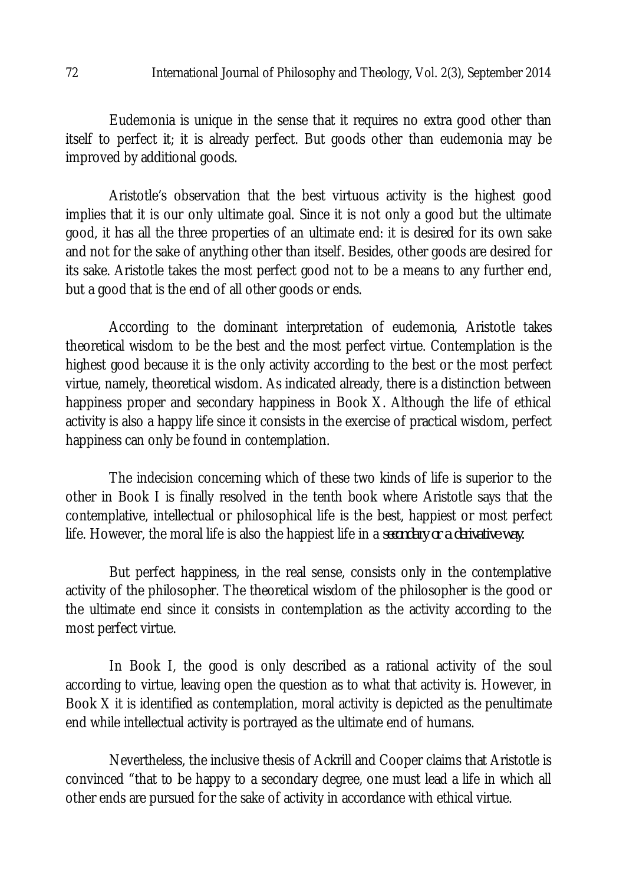Eudemonia is unique in the sense that it requires no extra good other than itself to perfect it; it is already perfect. But goods other than eudemonia may be improved by additional goods.

Aristotle's observation that the best virtuous activity is the highest good implies that it is our only ultimate goal. Since it is not only a good but the ultimate good, it has all the three properties of an ultimate end: it is desired for its own sake and not for the sake of anything other than itself. Besides, other goods are desired for its sake. Aristotle takes the most perfect good not to be a means to any further end, but a good that is the end of all other goods or ends.

According to the dominant interpretation of eudemonia, Aristotle takes theoretical wisdom to be the best and the most perfect virtue. Contemplation is the highest good because it is the only activity according to the best or the most perfect virtue, namely, theoretical wisdom. As indicated already, there is a distinction between happiness proper and secondary happiness in Book X. Although the life of ethical activity is also a happy life since it consists in the exercise of practical wisdom, perfect happiness can only be found in contemplation.

The indecision concerning which of these two kinds of life is superior to the other in Book I is finally resolved in the tenth book where Aristotle says that the contemplative, intellectual or philosophical life is the best, happiest or most perfect life. However, the moral life is also the happiest life in a *secondary or a derivative way.*

But perfect happiness, in the real sense, consists only in the contemplative activity of the philosopher. The theoretical wisdom of the philosopher is the good or the ultimate end since it consists in contemplation as the activity according to the most perfect virtue.

In Book I, the good is only described as a rational activity of the soul according to virtue, leaving open the question as to what that activity is. However, in Book X it is identified as contemplation, moral activity is depicted as the penultimate end while intellectual activity is portrayed as the ultimate end of humans.

Nevertheless, the inclusive thesis of Ackrill and Cooper claims that Aristotle is convinced "that to be happy to a secondary degree, one must lead a life in which all other ends are pursued for the sake of activity in accordance with ethical virtue.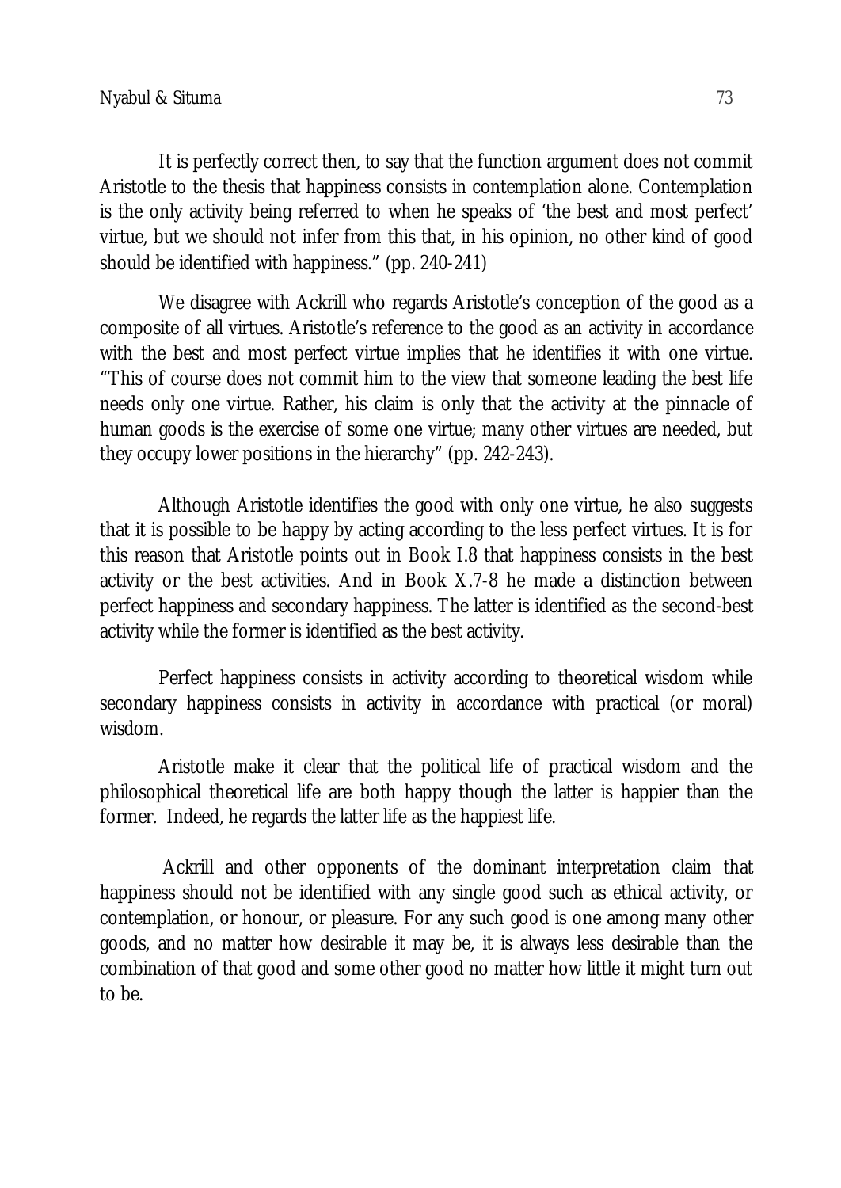It is perfectly correct then, to say that the function argument does not commit Aristotle to the thesis that happiness consists in contemplation alone. Contemplation is the only activity being referred to when he speaks of 'the best and most perfect' virtue, but we should not infer from this that, in his opinion, no other kind of good should be identified with happiness." (pp. 240-241)

We disagree with Ackrill who regards Aristotle's conception of the good as a composite of all virtues. Aristotle's reference to the good as an activity in accordance with the best and most perfect virtue implies that he identifies it with one virtue. "This of course does not commit him to the view that someone leading the best life needs only one virtue. Rather, his claim is only that the activity at the pinnacle of human goods is the exercise of some one virtue; many other virtues are needed, but they occupy lower positions in the hierarchy" (pp. 242-243).

Although Aristotle identifies the good with only one virtue, he also suggests that it is possible to be happy by acting according to the less perfect virtues. It is for this reason that Aristotle points out in Book I.8 that happiness consists in the best activity or the best activities. And in Book X.7-8 he made a distinction between perfect happiness and secondary happiness. The latter is identified as the second-best activity while the former is identified as the best activity.

Perfect happiness consists in activity according to theoretical wisdom while secondary happiness consists in activity in accordance with practical (or moral) wisdom.

Aristotle make it clear that the political life of practical wisdom and the philosophical theoretical life are both happy though the latter is happier than the former. Indeed, he regards the latter life as the happiest life.

Ackrill and other opponents of the dominant interpretation claim that happiness should not be identified with any single good such as ethical activity, or contemplation, or honour, or pleasure. For any such good is one among many other goods, and no matter how desirable it may be, it is always less desirable than the combination of that good and some other good no matter how little it might turn out to be.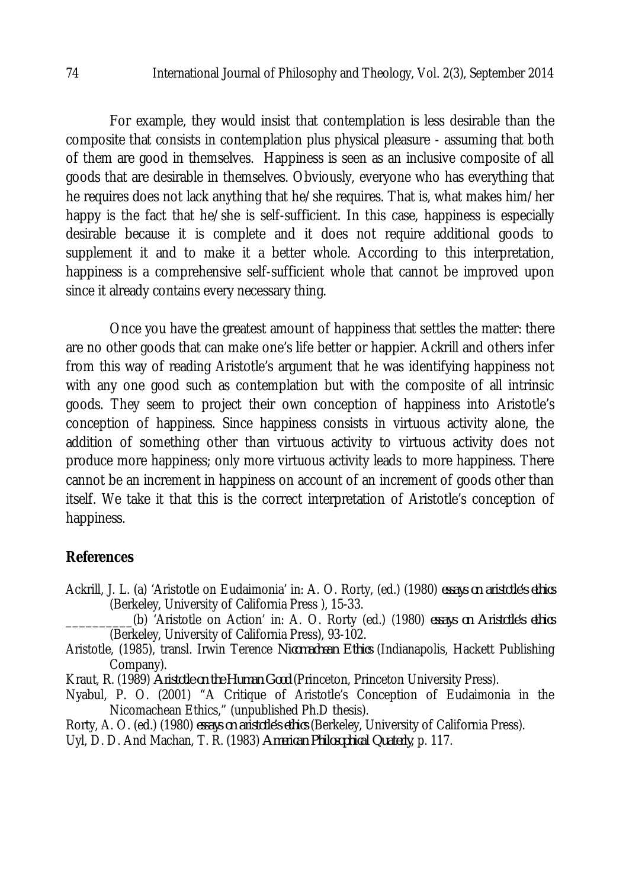For example, they would insist that contemplation is less desirable than the composite that consists in contemplation plus physical pleasure - assuming that both of them are good in themselves. Happiness is seen as an inclusive composite of all goods that are desirable in themselves. Obviously, everyone who has everything that he requires does not lack anything that he/she requires. That is, what makes him/her happy is the fact that he/she is self-sufficient. In this case, happiness is especially desirable because it is complete and it does not require additional goods to supplement it and to make it a better whole. According to this interpretation, happiness is a comprehensive self-sufficient whole that cannot be improved upon since it already contains every necessary thing.

Once you have the greatest amount of happiness that settles the matter: there are no other goods that can make one's life better or happier. Ackrill and others infer from this way of reading Aristotle's argument that he was identifying happiness not with any one good such as contemplation but with the composite of all intrinsic goods. They seem to project their own conception of happiness into Aristotle's conception of happiness. Since happiness consists in virtuous activity alone, the addition of something other than virtuous activity to virtuous activity does not produce more happiness; only more virtuous activity leads to more happiness. There cannot be an increment in happiness on account of an increment of goods other than itself. We take it that this is the correct interpretation of Aristotle's conception of happiness.

## References

Ackrill, J. L. (a) 'Aristotle on Eudaimonia' in: A. O. Rorty, (ed.) (1980) *essays on aristotle's ethics* (Berkeley, University of California Press ), 15-33.

__________(b) 'Aristotle on Action' in: A. O. Rorty (ed.) (1980) *essays on Aristotle's ethics* (Berkeley, University of California Press), 93-102.

Aristotle, (1985), transl. Irwin Terence *Nicomachean Ethics* (Indianapolis, Hackett Publishing Company).

Kraut, R. (1989) *Aristotle on the Human Good* (Princeton, Princeton University Press).

Nyabul, P. O. (2001) "A Critique of Aristotle's Conception of Eudaimonia in the Nicomachean Ethics," (unpublished Ph.D thesis).

Rorty, A. O. (ed.) (1980) *essays on aristotle's ethics* (Berkeley, University of California Press).

Uyl, D. D. And Machan, T. R. (1983) *American Philosophical Quaterly*, p. 117.